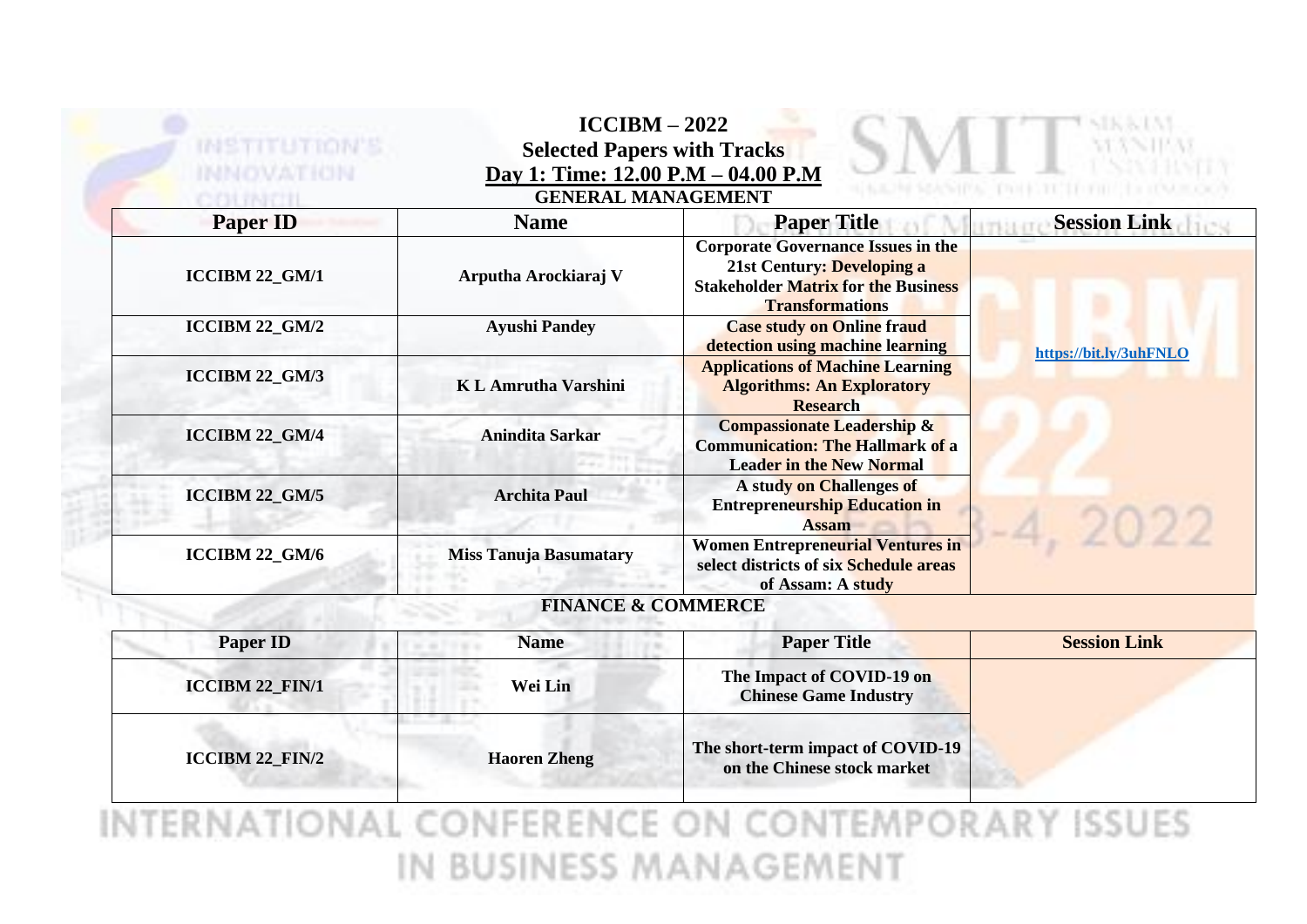# ICCIBM – 2022

## Selected Papers with Tracks

### Day 1: Time: 12.00 P.M – 04.00 P.M

### GENERAL MANAGEMENT

| Paper ID | Name | Paper Title | Session Link |
|---|---|---|---|
| ICCIBM 22_GM/1 | Arputha Arockiaraj V | Corporate Governance Issues in the 21st Century: Developing a Stakeholder Matrix for the Business Transformations | https://bit.ly/3uhFNLO |
| ICCIBM 22_GM/2 | Ayushi Pandey | Case study on Online fraud detection using machine learning | |
| ICCIBM 22_GM/3 | K L Amrutha Varshini | Applications of Machine Learning Algorithms: An Exploratory Research | |
| ICCIBM 22_GM/4 | Anindita Sarkar | Compassionate Leadership & Communication: The Hallmark of a Leader in the New Normal | |
| ICCIBM 22_GM/5 | Archita Paul | A study on Challenges of Entrepreneurship Education in Assam | |
| ICCIBM 22_GM/6 | Miss Tanuja Basumatary | Women Entrepreneurial Ventures in select districts of six Schedule areas of Assam: A study | |

### FINANCE & COMMERCE

| Paper ID | Name | Paper Title | Session Link |
|---|---|---|---|
| ICCIBM 22_FIN/1 | Wei Lin | The Impact of COVID-19 on Chinese Game Industry | |
| ICCIBM 22_FIN/2 | Haoren Zheng | The short-term impact of COVID-19 on the Chinese stock market | |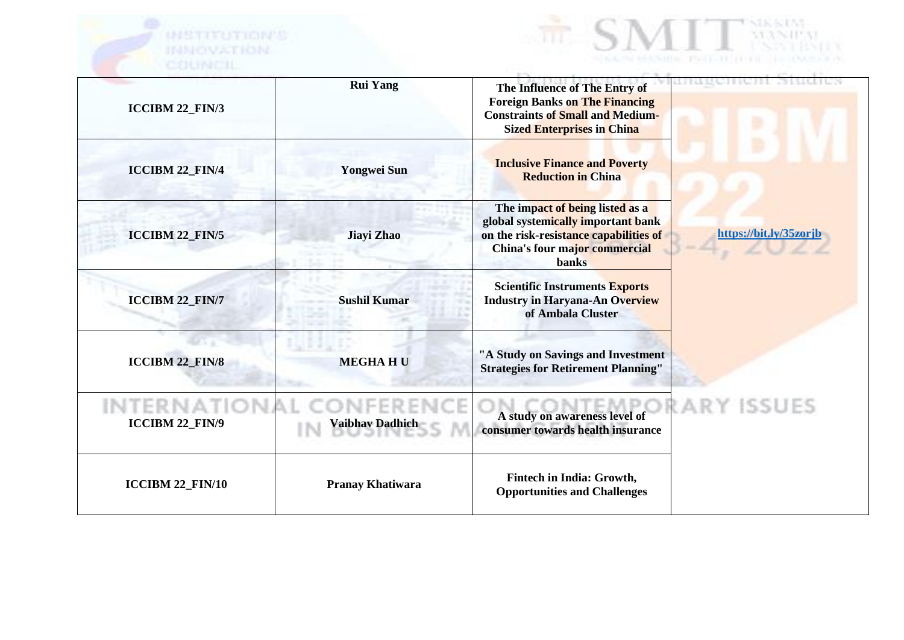| ICCIBM 22_FIN/3 | Rui Yang | The Influence of The Entry of Foreign Banks on The Financing Constraints of Small and Medium-Sized Enterprises in China | https://bit.ly/35zorjb |
|---|---|---|---|
| ICCIBM 22_FIN/4 | Yongwei Sun | Inclusive Finance and Poverty Reduction in China | |
| ICCIBM 22_FIN/5 | Jiayi Zhao | The impact of being listed as a global systemically important bank on the risk-resistance capabilities of China's four major commercial banks | |
| ICCIBM 22_FIN/7 | Sushil Kumar | Scientific Instruments Exports Industry in Haryana-An Overview of Ambala Cluster | |
| ICCIBM 22_FIN/8 | MEGHA H U | "A Study on Savings and Investment Strategies for Retirement Planning" | |
| ICCIBM 22_FIN/9 | Vaibhav Dadhich | A study on awareness level of consumer towards health insurance | |
| ICCIBM 22_FIN/10 | Pranay Khatiwara | Fintech in India: Growth, Opportunities and Challenges | |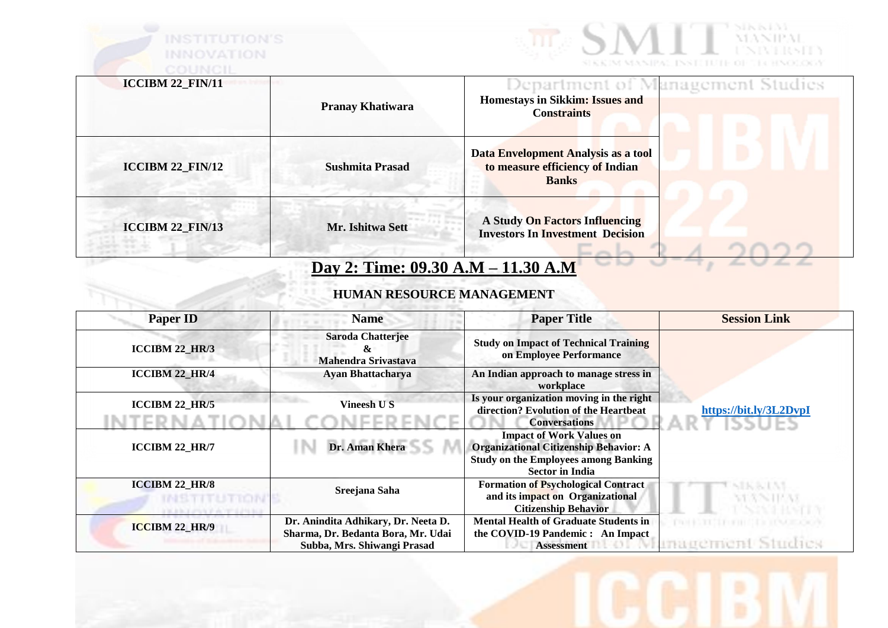| ICCIBM 22_FIN/11 | Pranay Khatiwara | Homestays in Sikkim: Issues and Constraints | |
|---|---|---|---|
| ICCIBM 22_FIN/12 | Sushmita Prasad | Data Envelopment Analysis as a tool to measure efficiency of Indian Banks | |
| ICCIBM 22_FIN/13 | Mr. Ishitwa Sett | A Study On Factors Influencing Investors In Investment Decision | |

## Day 2: Time: 09.30 A.M – 11.30 A.M

### HUMAN RESOURCE MANAGEMENT

| Paper ID | Name | Paper Title | Session Link |
|---|---|---|---|
| ICCIBM 22_HR/3 | Saroda Chatterjee & Mahendra Srivastava | Study on Impact of Technical Training on Employee Performance | https://bit.ly/3L2DvpI |
| ICCIBM 22_HR/4 | Ayan Bhattacharya | An Indian approach to manage stress in workplace | |
| ICCIBM 22_HR/5 | Vineesh U S | Is your organization moving in the right direction? Evolution of the Heartbeat Conversations | |
| ICCIBM 22_HR/7 | Dr. Aman Khera | Impact of Work Values on Organizational Citizenship Behavior: A Study on the Employees among Banking Sector in India | |
| ICCIBM 22_HR/8 | Sreejana Saha | Formation of Psychological Contract and its impact on Organizational Citizenship Behavior | |
| ICCIBM 22_HR/9 | Dr. Anindita Adhikary, Dr. Neeta D. Sharma, Dr. Bedanta Bora, Mr. Udai Subba, Mrs. Shiwangi Prasad | Mental Health of Graduate Students in the COVID-19 Pandemic : An Impact Assessment | |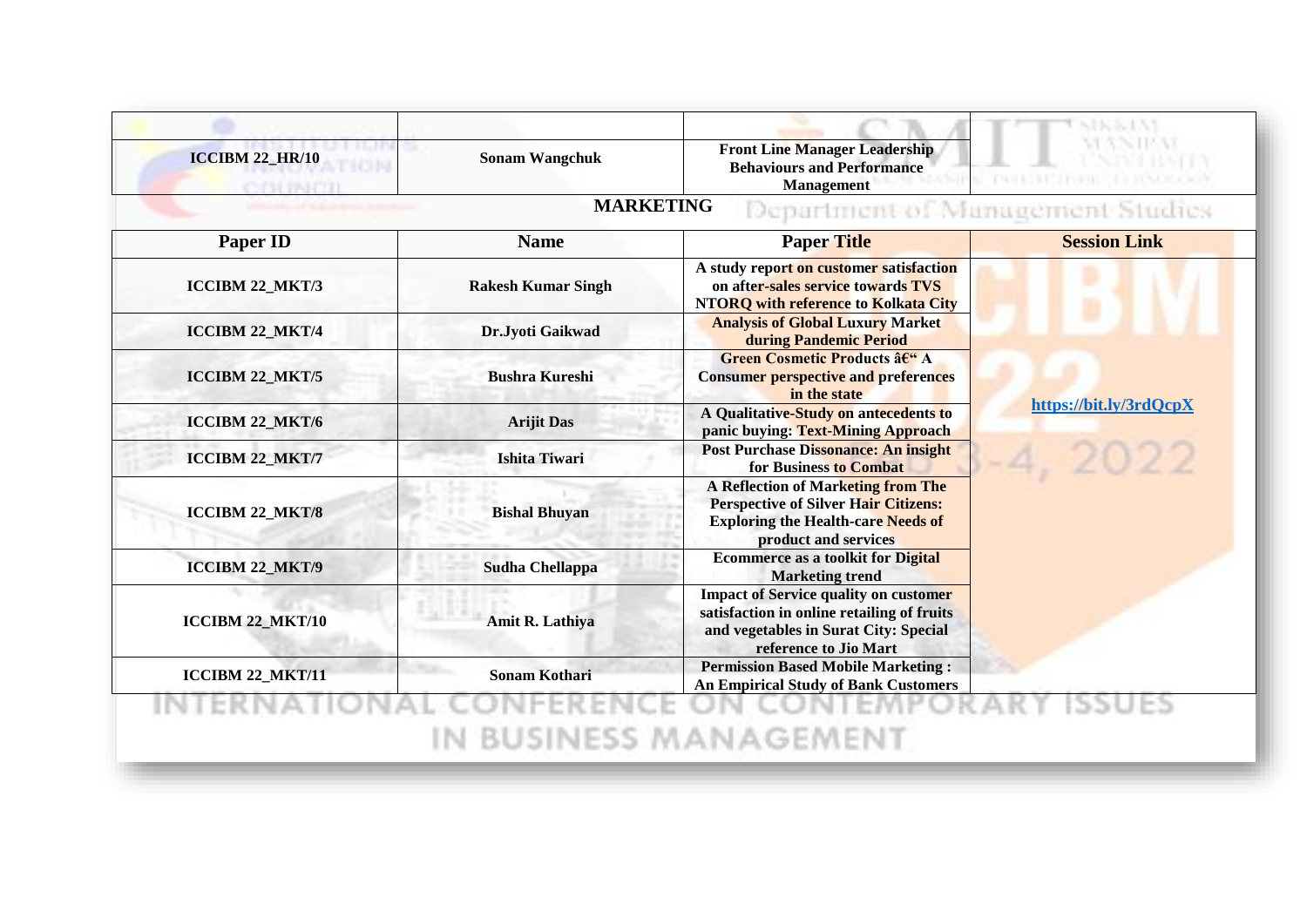| | | | |
|---|---|---|---|
| ICCIBM 22_HR/10 | Sonam Wangchuk | Front Line Manager Leadership Behaviours and Performance Management | |

## MARKETING

| Paper ID | Name | Paper Title | Session Link |
|---|---|---|---|
| ICCIBM 22_MKT/3 | Rakesh Kumar Singh | A study report on customer satisfaction on after-sales service towards TVS NTORQ with reference to Kolkata City | https://bit.ly/3rdQcpX |
| ICCIBM 22_MKT/4 | Dr.Jyoti Gaikwad | Analysis of Global Luxury Market during Pandemic Period | |
| ICCIBM 22_MKT/5 | Bushra Kureshi | Green Cosmetic Products â€" A Consumer perspective and preferences in the state | |
| ICCIBM 22_MKT/6 | Arijit Das | A Qualitative-Study on antecedents to panic buying: Text-Mining Approach | |
| ICCIBM 22_MKT/7 | Ishita Tiwari | Post Purchase Dissonance: An insight for Business to Combat | |
| ICCIBM 22_MKT/8 | Bishal Bhuyan | A Reflection of Marketing from The Perspective of Silver Hair Citizens: Exploring the Health-care Needs of product and services | |
| ICCIBM 22_MKT/9 | Sudha Chellappa | Ecommerce as a toolkit for Digital Marketing trend | |
| ICCIBM 22_MKT/10 | Amit R. Lathiya | Impact of Service quality on customer satisfaction in online retailing of fruits and vegetables in Surat City: Special reference to Jio Mart | |
| ICCIBM 22_MKT/11 | Sonam Kothari | Permission Based Mobile Marketing : An Empirical Study of Bank Customers | |